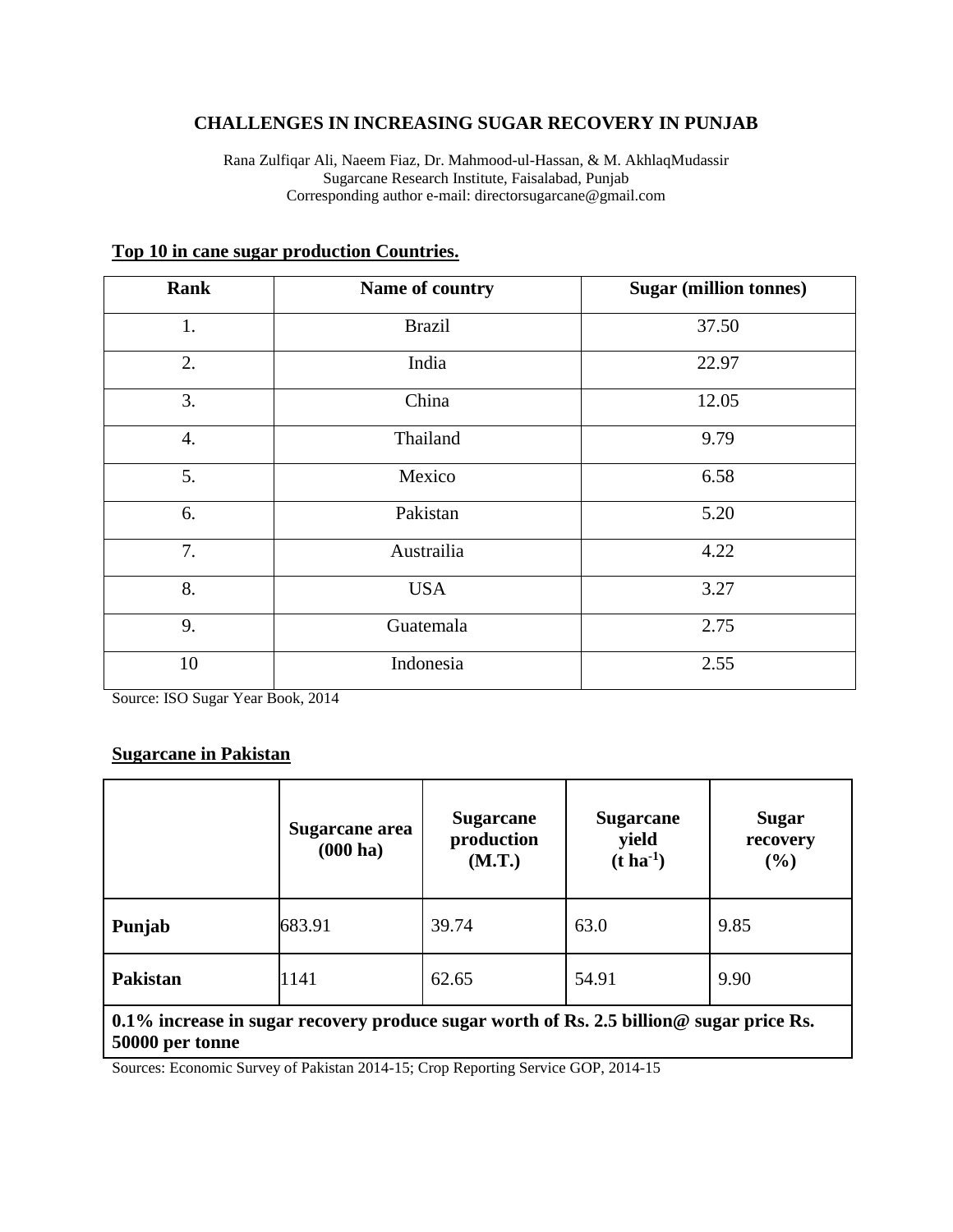# CHALLENGES IN INCREASING SUGAR RECOVERY IN PUNJAB

Rana Zulfiqar Ali, Naeem Fiaz, Dr. Mahmood-ul-Hassan, & M. AkhlaqMudassir
Sugarcane Research Institute, Faisalabad, Punjab
Corresponding author e-mail: directorsugarcane@gmail.com

## Top 10 in cane sugar production Countries.

| Rank | Name of country | Sugar (million tonnes) |
|---|---|---|
| 1. | Brazil | 37.50 |
| 2. | India | 22.97 |
| 3. | China | 12.05 |
| 4. | Thailand | 9.79 |
| 5. | Mexico | 6.58 |
| 6. | Pakistan | 5.20 |
| 7. | Austrailia | 4.22 |
| 8. | USA | 3.27 |
| 9. | Guatemala | 2.75 |
| 10 | Indonesia | 2.55 |

Source: ISO Sugar Year Book, 2014

## Sugarcane in Pakistan

| | Sugarcane area (000 ha) | Sugarcane production (M.T.) | Sugarcane yield (t ha$^{-1}$) | Sugar recovery (%) |
|---|---|---|---|---|
| **Punjab** | 683.91 | 39.74 | 63.0 | 9.85 |
| **Pakistan** | 1141 | 62.65 | 54.91 | 9.90 |
| **0.1% increase in sugar recovery produce sugar worth of Rs. 2.5 billion@ sugar price Rs. 50000 per tonne** | | | | |

Sources: Economic Survey of Pakistan 2014-15; Crop Reporting Service GOP, 2014-15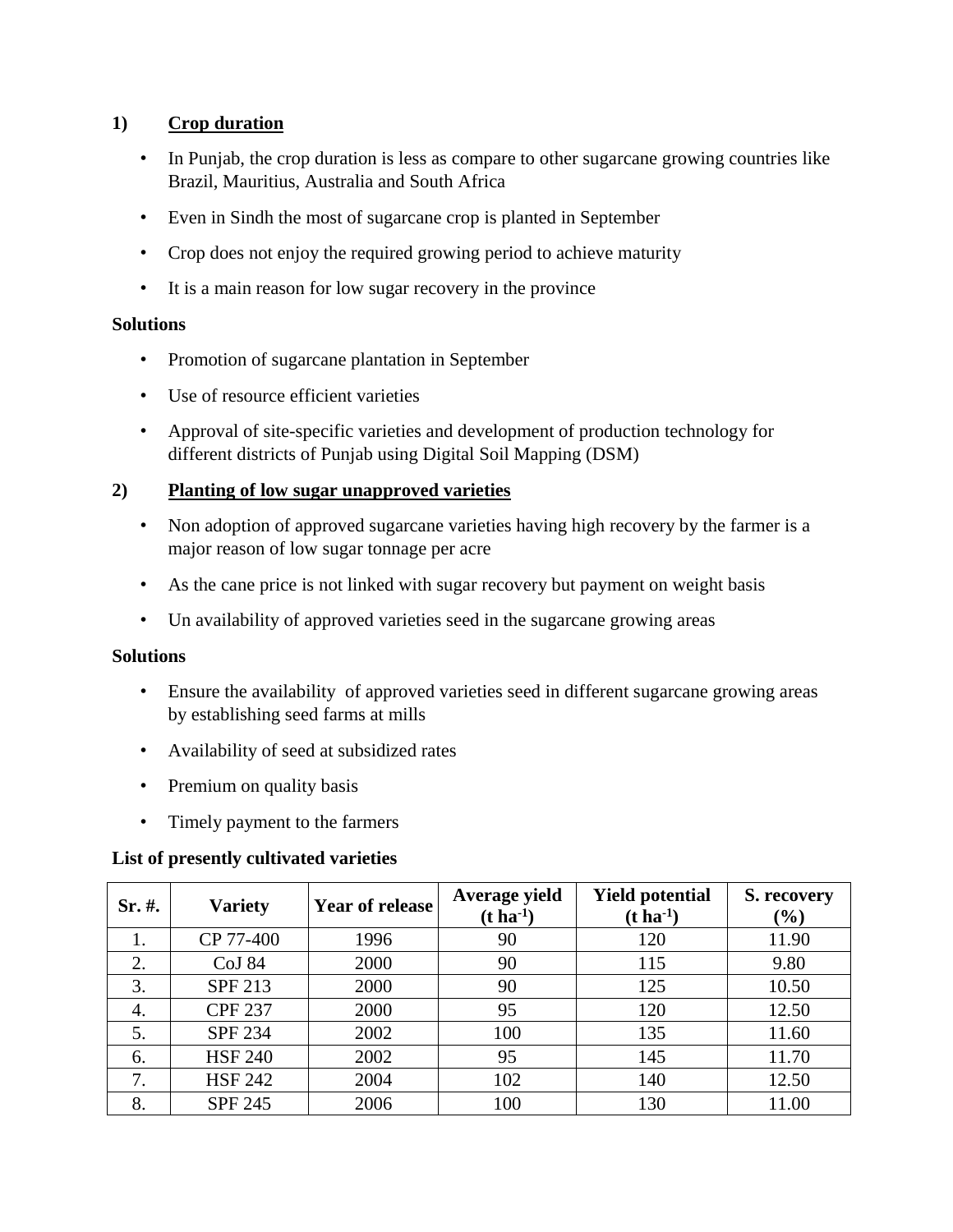## 1) Crop duration

- In Punjab, the crop duration is less as compare to other sugarcane growing countries like Brazil, Mauritius, Australia and South Africa
- Even in Sindh the most of sugarcane crop is planted in September
- Crop does not enjoy the required growing period to achieve maturity
- It is a main reason for low sugar recovery in the province

**Solutions**

- Promotion of sugarcane plantation in September
- Use of resource efficient varieties
- Approval of site-specific varieties and development of production technology for different districts of Punjab using Digital Soil Mapping (DSM)

## 2) Planting of low sugar unapproved varieties

- Non adoption of approved sugarcane varieties having high recovery by the farmer is a major reason of low sugar tonnage per acre
- As the cane price is not linked with sugar recovery but payment on weight basis
- Un availability of approved varieties seed in the sugarcane growing areas

**Solutions**

- Ensure the availability of approved varieties seed in different sugarcane growing areas by establishing seed farms at mills
- Availability of seed at subsidized rates
- Premium on quality basis
- Timely payment to the farmers

**List of presently cultivated varieties**

| Sr. #. | Variety | Year of release | Average yield ($t\ ha^{-1}$) | Yield potential ($t\ ha^{-1}$) | S. recovery (%) |
|---|---|---|---|---|---|
| 1. | CP 77-400 | 1996 | 90 | 120 | 11.90 |
| 2. | CoJ 84 | 2000 | 90 | 115 | 9.80 |
| 3. | SPF 213 | 2000 | 90 | 125 | 10.50 |
| 4. | CPF 237 | 2000 | 95 | 120 | 12.50 |
| 5. | SPF 234 | 2002 | 100 | 135 | 11.60 |
| 6. | HSF 240 | 2002 | 95 | 145 | 11.70 |
| 7. | HSF 242 | 2004 | 102 | 140 | 12.50 |
| 8. | SPF 245 | 2006 | 100 | 130 | 11.00 |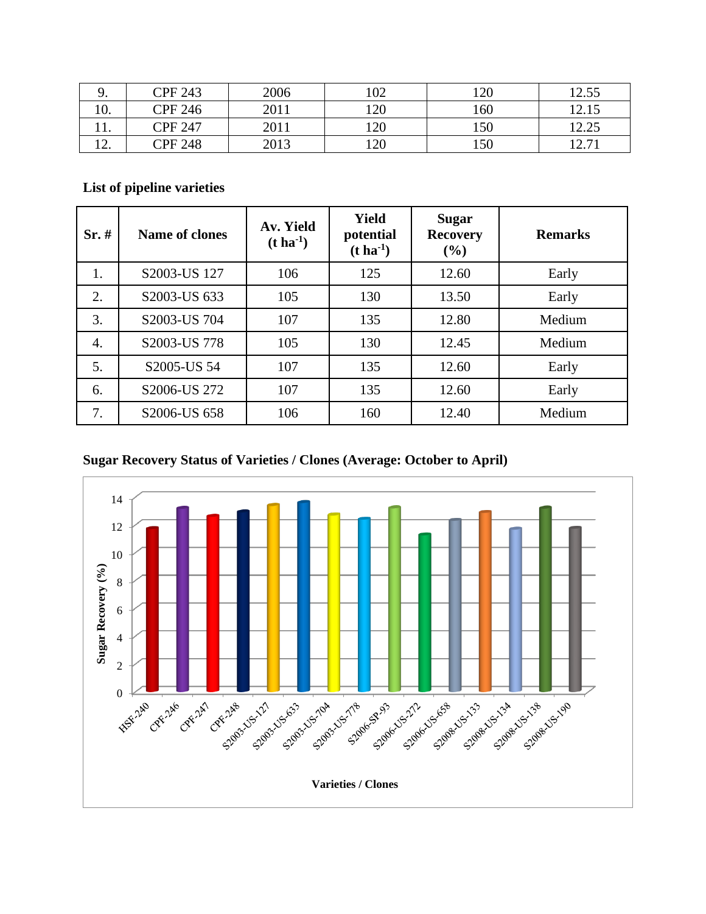| 9. | CPF 243 | 2006 | 102 | 120 | 12.55 |
|---|---|---|---|---|---|
| 10. | CPF 246 | 2011 | 120 | 160 | 12.15 |
| 11. | CPF 247 | 2011 | 120 | 150 | 12.25 |
| 12. | CPF 248 | 2013 | 120 | 150 | 12.71 |

**List of pipeline varieties**

| Sr. # | Name of clones | Av. Yield ($t\ ha^{-1}$) | Yield potential ($t\ ha^{-1}$) | Sugar Recovery (%) | Remarks |
|---|---|---|---|---|---|
| 1. | S2003-US 127 | 106 | 125 | 12.60 | Early |
| 2. | S2003-US 633 | 105 | 130 | 13.50 | Early |
| 3. | S2003-US 704 | 107 | 135 | 12.80 | Medium |
| 4. | S2003-US 778 | 105 | 130 | 12.45 | Medium |
| 5. | S2005-US 54 | 107 | 135 | 12.60 | Early |
| 6. | S2006-US 272 | 107 | 135 | 12.60 | Early |
| 7. | S2006-US 658 | 106 | 160 | 12.40 | Medium |

**Sugar Recovery Status of Varieties / Clones (Average: October to April)**

Sugar Recovery (%)

0, 2, 4, 6, 8, 10, 12, 14

HSF-240, CPF-246, CPF-247, CPF-248, S2003-US-127, S2003-US-633, S2003-US-704, S2003-US-778, S2006-SP-93, S2006-US-272, S2006-US-658, S2008-US-133, S2008-US-134, S2008-US-138, S2008-US-190

**Varieties / Clones**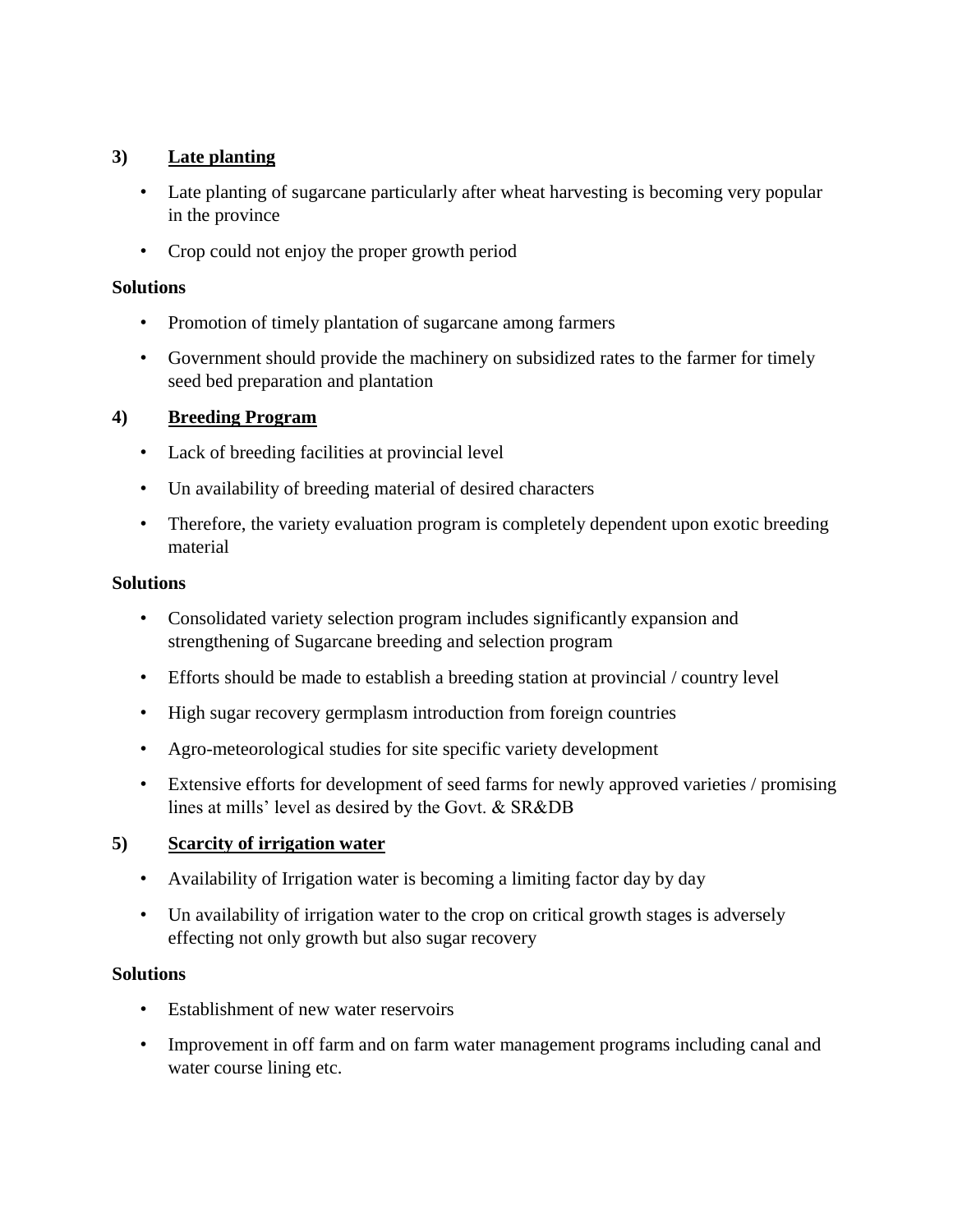**3) <u>Late planting</u>**

- Late planting of sugarcane particularly after wheat harvesting is becoming very popular in the province
- Crop could not enjoy the proper growth period

**Solutions**

- Promotion of timely plantation of sugarcane among farmers
- Government should provide the machinery on subsidized rates to the farmer for timely seed bed preparation and plantation

**4) <u>Breeding Program</u>**

- Lack of breeding facilities at provincial level
- Un availability of breeding material of desired characters
- Therefore, the variety evaluation program is completely dependent upon exotic breeding material

**Solutions**

- Consolidated variety selection program includes significantly expansion and strengthening of Sugarcane breeding and selection program
- Efforts should be made to establish a breeding station at provincial / country level
- High sugar recovery germplasm introduction from foreign countries
- Agro-meteorological studies for site specific variety development
- Extensive efforts for development of seed farms for newly approved varieties / promising lines at mills' level as desired by the Govt. & SR&DB

**5) <u>Scarcity of irrigation water</u>**

- Availability of Irrigation water is becoming a limiting factor day by day
- Un availability of irrigation water to the crop on critical growth stages is adversely effecting not only growth but also sugar recovery

**Solutions**

- Establishment of new water reservoirs
- Improvement in off farm and on farm water management programs including canal and water course lining etc.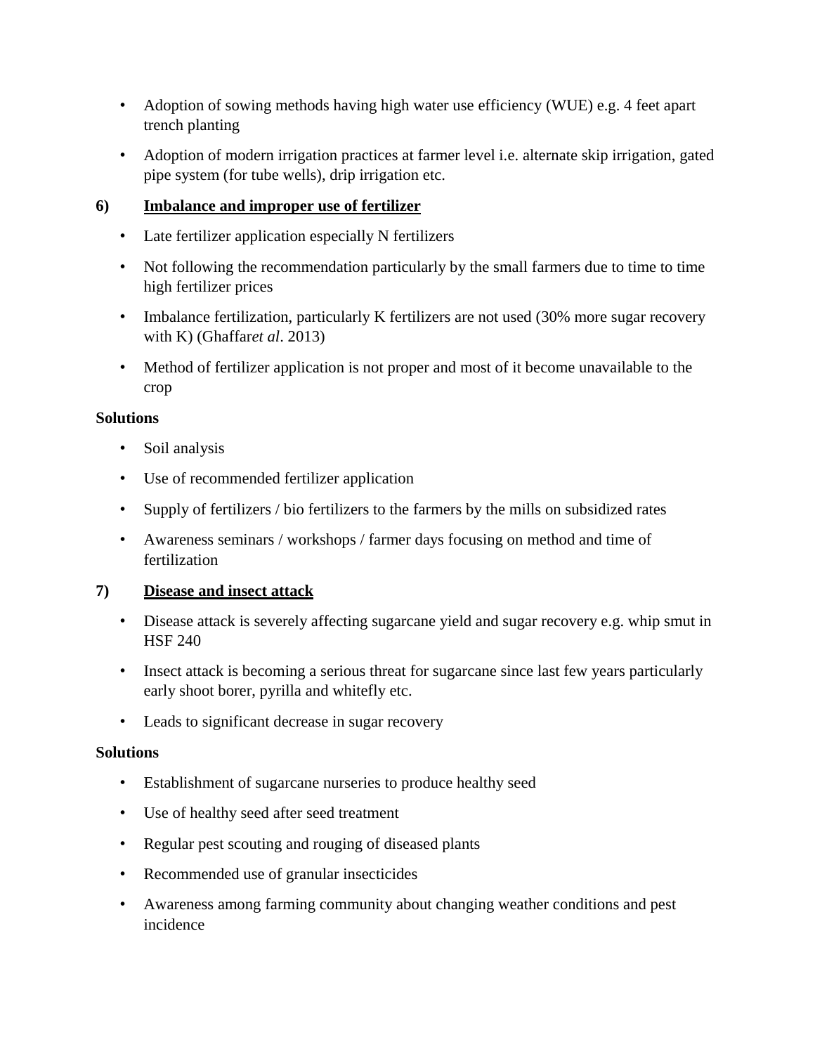- Adoption of sowing methods having high water use efficiency (WUE) e.g. 4 feet apart trench planting
- Adoption of modern irrigation practices at farmer level i.e. alternate skip irrigation, gated pipe system (for tube wells), drip irrigation etc.

**6) Imbalance and improper use of fertilizer**

- Late fertilizer application especially N fertilizers
- Not following the recommendation particularly by the small farmers due to time to time high fertilizer prices
- Imbalance fertilization, particularly K fertilizers are not used (30% more sugar recovery with K) (Ghaffar*et al*. 2013)
- Method of fertilizer application is not proper and most of it become unavailable to the crop

**Solutions**

- Soil analysis
- Use of recommended fertilizer application
- Supply of fertilizers / bio fertilizers to the farmers by the mills on subsidized rates
- Awareness seminars / workshops / farmer days focusing on method and time of fertilization

**7) Disease and insect attack**

- Disease attack is severely affecting sugarcane yield and sugar recovery e.g. whip smut in HSF 240
- Insect attack is becoming a serious threat for sugarcane since last few years particularly early shoot borer, pyrilla and whitefly etc.
- Leads to significant decrease in sugar recovery

**Solutions**

- Establishment of sugarcane nurseries to produce healthy seed
- Use of healthy seed after seed treatment
- Regular pest scouting and rouging of diseased plants
- Recommended use of granular insecticides
- Awareness among farming community about changing weather conditions and pest incidence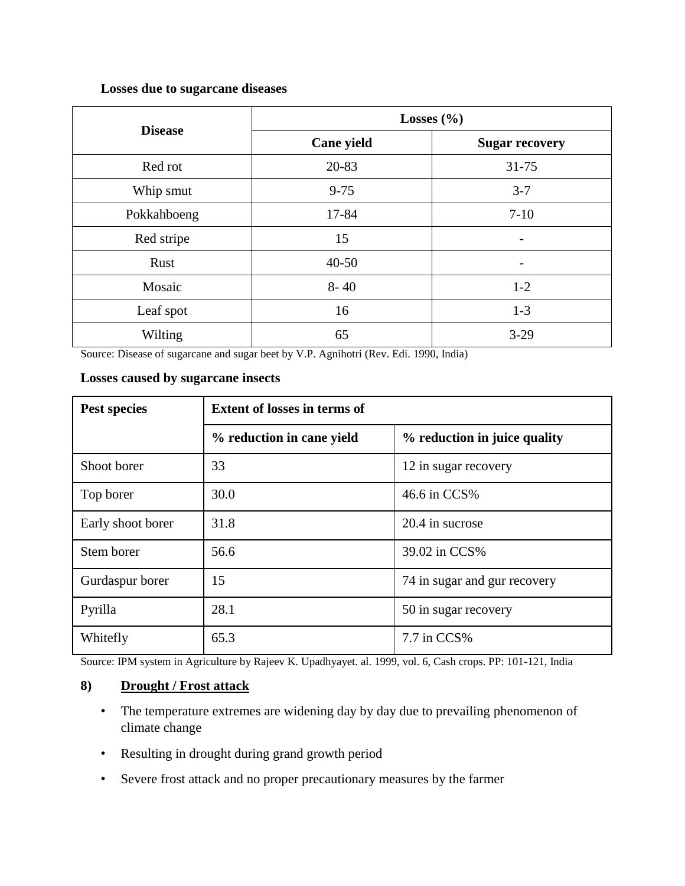**Losses due to sugarcane diseases**

| Disease | Losses (%) | |
|---|---|---|
| | Cane yield | Sugar recovery |
| Red rot | 20-83 | 31-75 |
| Whip smut | 9-75 | 3-7 |
| Pokkahboeng | 17-84 | 7-10 |
| Red stripe | 15 | - |
| Rust | 40-50 | - |
| Mosaic | 8- 40 | 1-2 |
| Leaf spot | 16 | 1-3 |
| Wilting | 65 | 3-29 |

Source: Disease of sugarcane and sugar beet by V.P. Agnihotri (Rev. Edi. 1990, India)

**Losses caused by sugarcane insects**

| Pest species | Extent of losses in terms of | |
|---|---|---|
| | % reduction in cane yield | % reduction in juice quality |
| Shoot borer | 33 | 12 in sugar recovery |
| Top borer | 30.0 | 46.6 in CCS% |
| Early shoot borer | 31.8 | 20.4 in sucrose |
| Stem borer | 56.6 | 39.02 in CCS% |
| Gurdaspur borer | 15 | 74 in sugar and gur recovery |
| Pyrilla | 28.1 | 50 in sugar recovery |
| Whitefly | 65.3 | 7.7 in CCS% |

Source: IPM system in Agriculture by Rajeev K. Upadhyayet. al. 1999, vol. 6, Cash crops. PP: 101-121, India

### 8) Drought / Frost attack

- The temperature extremes are widening day by day due to prevailing phenomenon of climate change
- Resulting in drought during grand growth period
- Severe frost attack and no proper precautionary measures by the farmer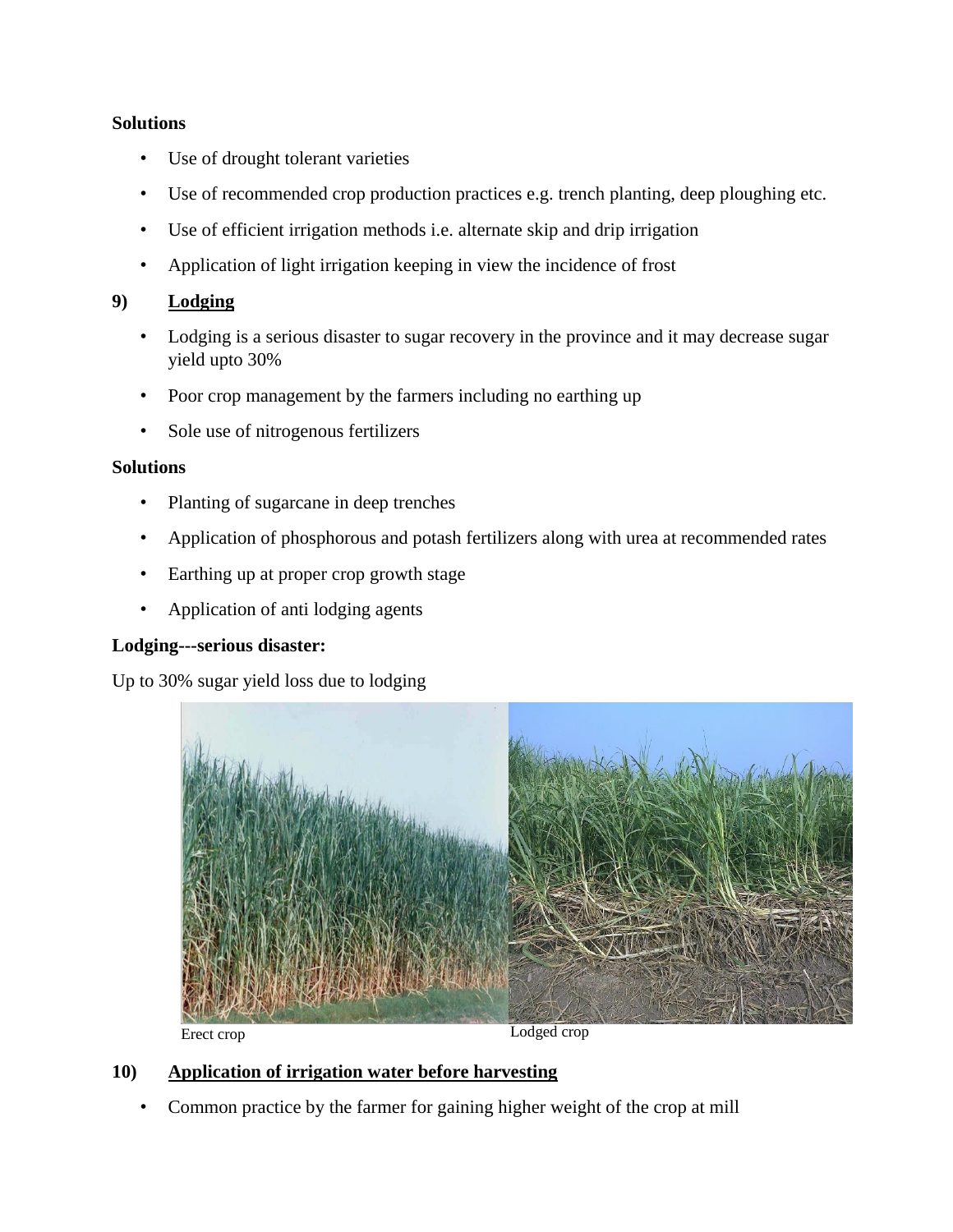**Solutions**

- Use of drought tolerant varieties
- Use of recommended crop production practices e.g. trench planting, deep ploughing etc.
- Use of efficient irrigation methods i.e. alternate skip and drip irrigation
- Application of light irrigation keeping in view the incidence of frost

**9) Lodging**

- Lodging is a serious disaster to sugar recovery in the province and it may decrease sugar yield upto 30%
- Poor crop management by the farmers including no earthing up
- Sole use of nitrogenous fertilizers

**Solutions**

- Planting of sugarcane in deep trenches
- Application of phosphorous and potash fertilizers along with urea at recommended rates
- Earthing up at proper crop growth stage
- Application of anti lodging agents

**Lodging---serious disaster:**

Up to 30% sugar yield loss due to lodging

Erect crop

Lodged crop

**10) Application of irrigation water before harvesting**

- Common practice by the farmer for gaining higher weight of the crop at mill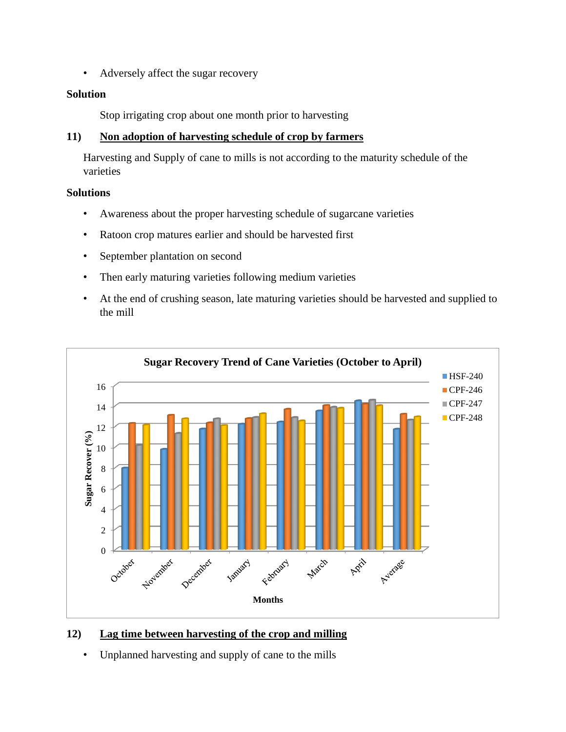- Adversely affect the sugar recovery

**Solution**

Stop irrigating crop about one month prior to harvesting

### 11) Non adoption of harvesting schedule of crop by farmers

Harvesting and Supply of cane to mills is not according to the maturity schedule of the varieties

**Solutions**

- Awareness about the proper harvesting schedule of sugarcane varieties
- Ratoon crop matures earlier and should be harvested first
- September plantation on second
- Then early maturing varieties following medium varieties
- At the end of crushing season, late maturing varieties should be harvested and supplied to the mill

**Sugar Recovery Trend of Cane Varieties (October to April)**

### 12) Lag time between harvesting of the crop and milling

- Unplanned harvesting and supply of cane to the mills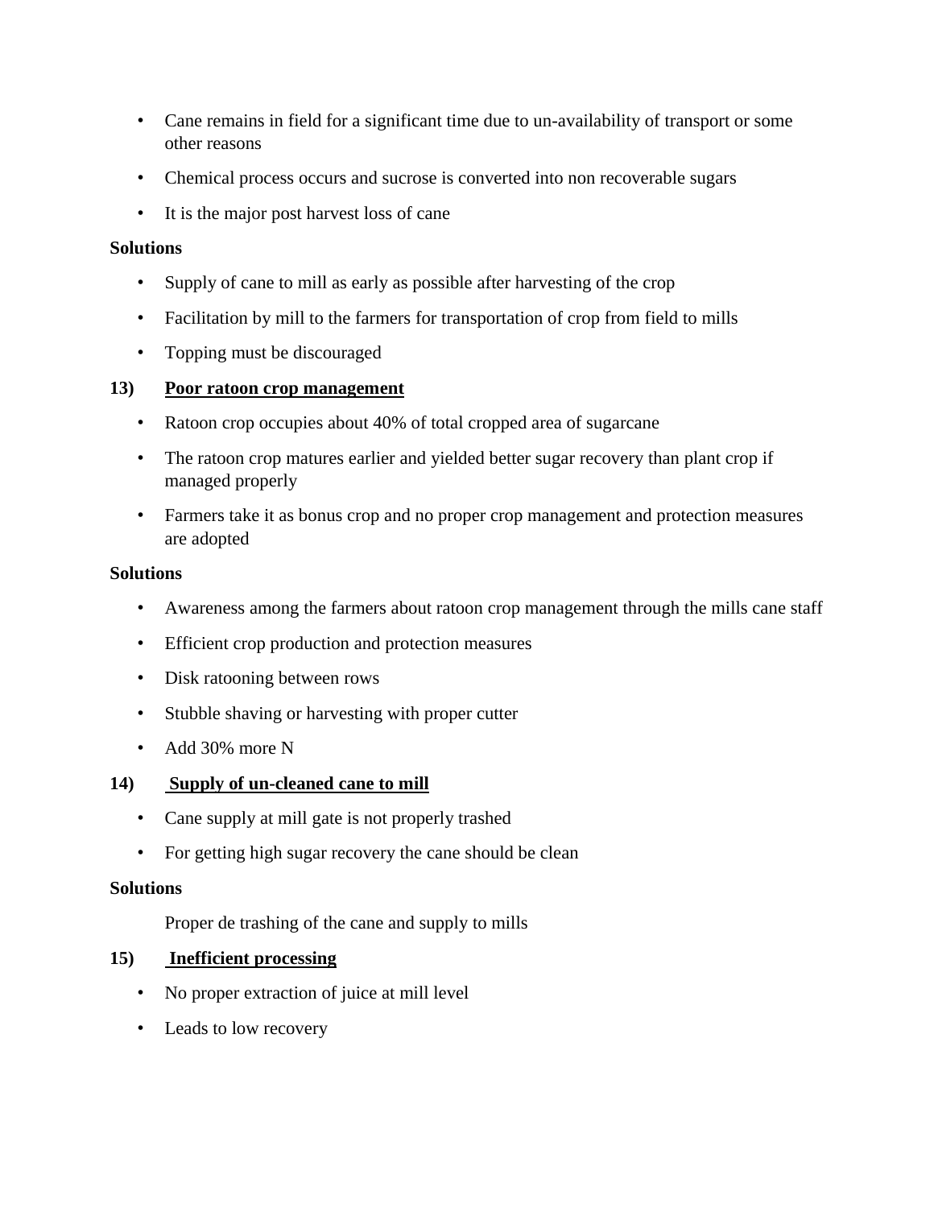- Cane remains in field for a significant time due to un-availability of transport or some other reasons
- Chemical process occurs and sucrose is converted into non recoverable sugars
- It is the major post harvest loss of cane

**Solutions**

- Supply of cane to mill as early as possible after harvesting of the crop
- Facilitation by mill to the farmers for transportation of crop from field to mills
- Topping must be discouraged

**13) <u>Poor ratoon crop management</u>**

- Ratoon crop occupies about 40% of total cropped area of sugarcane
- The ratoon crop matures earlier and yielded better sugar recovery than plant crop if managed properly
- Farmers take it as bonus crop and no proper crop management and protection measures are adopted

**Solutions**

- Awareness among the farmers about ratoon crop management through the mills cane staff
- Efficient crop production and protection measures
- Disk ratooning between rows
- Stubble shaving or harvesting with proper cutter
- Add 30% more N

**14) <u>Supply of un-cleaned cane to mill</u>**

- Cane supply at mill gate is not properly trashed
- For getting high sugar recovery the cane should be clean

**Solutions**

Proper de trashing of the cane and supply to mills

**15) <u>Inefficient processing</u>**

- No proper extraction of juice at mill level
- Leads to low recovery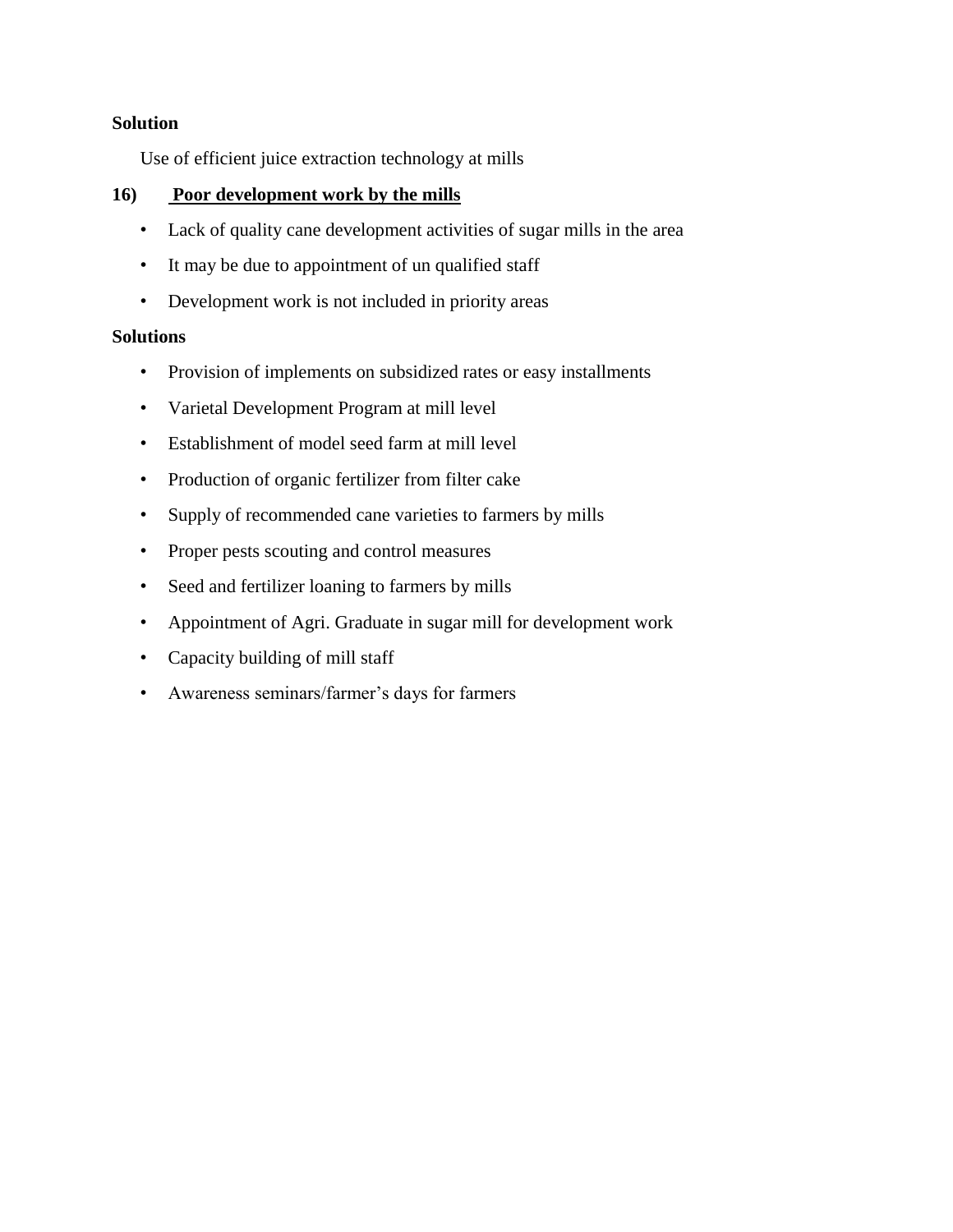**Solution**

Use of efficient juice extraction technology at mills

**16) <u>Poor development work by the mills</u>**

- Lack of quality cane development activities of sugar mills in the area
- It may be due to appointment of un qualified staff
- Development work is not included in priority areas

**Solutions**

- Provision of implements on subsidized rates or easy installments
- Varietal Development Program at mill level
- Establishment of model seed farm at mill level
- Production of organic fertilizer from filter cake
- Supply of recommended cane varieties to farmers by mills
- Proper pests scouting and control measures
- Seed and fertilizer loaning to farmers by mills
- Appointment of Agri. Graduate in sugar mill for development work
- Capacity building of mill staff
- Awareness seminars/farmer's days for farmers